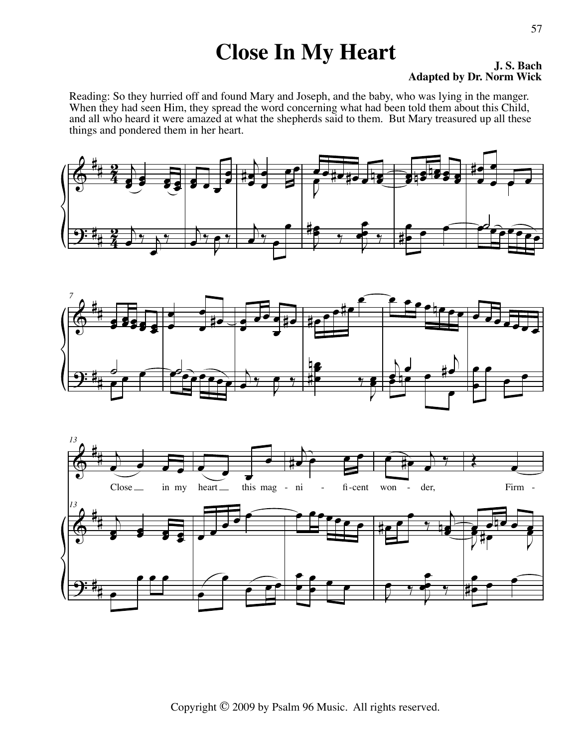# Close In My Heart

**J. S. Bach**
**Adapted by Dr. Norm Wick**

Reading: So they hurried off and found Mary and Joseph, and the baby, who was lying in the manger. When they had seen Him, they spread the word concerning what had been told them about this Child, and all who heard it were amazed at what the shepherds said to them. But Mary treasured up all these things and pondered them in her heart.

Close in my heart this magnificent wonder, Firm-

Copyright © 2009 by Psalm 96 Music. All rights reserved.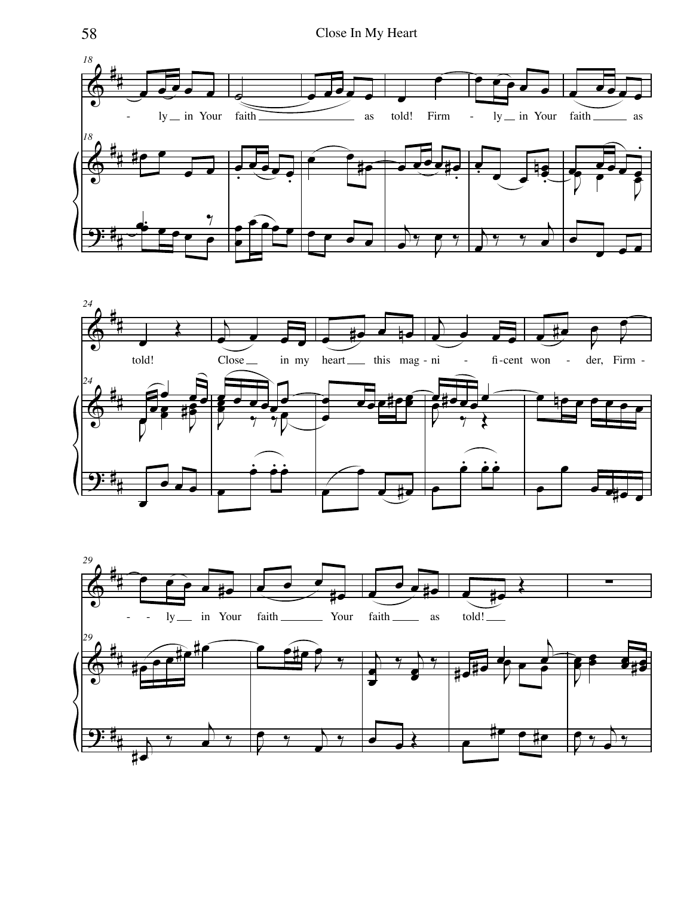- ly in Your faith as told! Firm - ly in Your faith as

told! Close in my heart this mag - ni - fi - cent won - der, Firm -

- - ly in Your faith Your faith as told!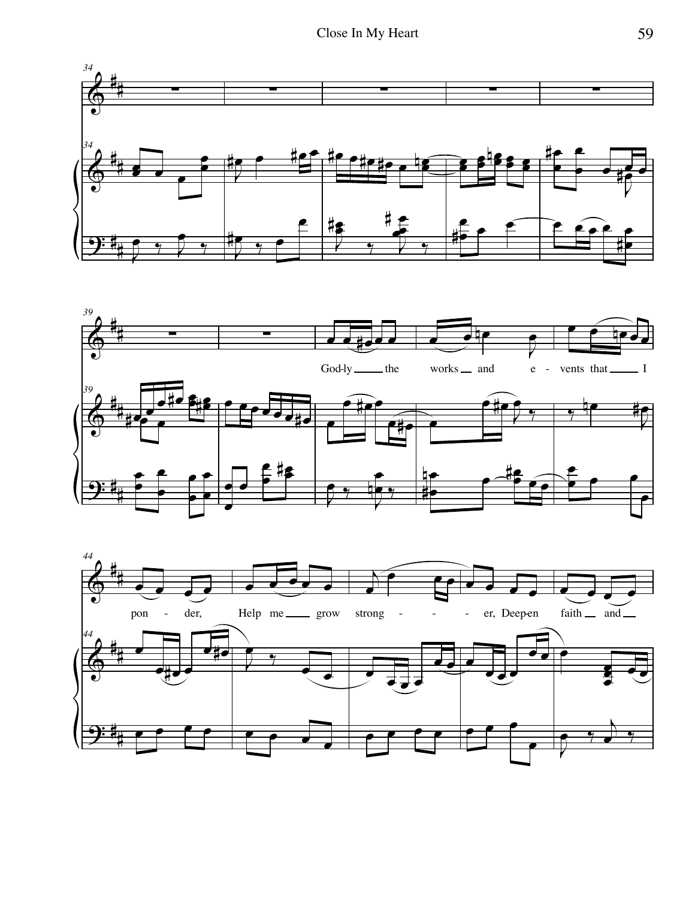God-ly the works and e - vents that I

pon - der, Help me grow strong - - - - er, Deep-en faith and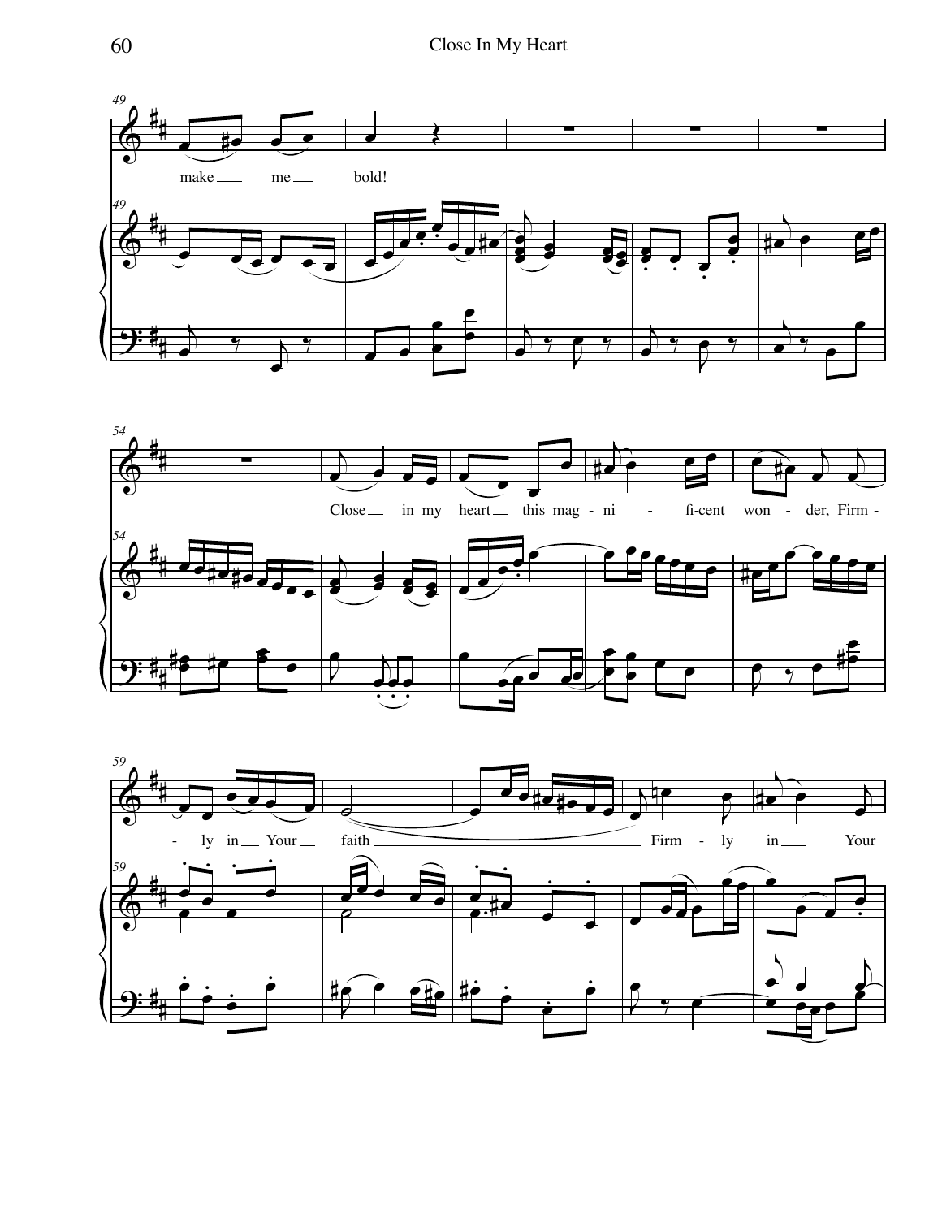make me bold!

Close in my heart this mag - ni - fi-cent won - der, Firm - ly in Your faith Firm - ly in Your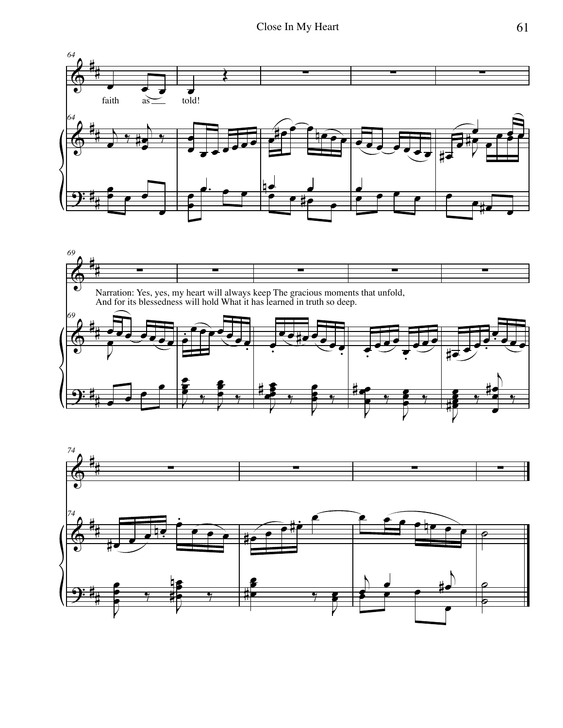faith as told!

Narration: Yes, yes, my heart will always keep The gracious moments that unfold,
And for its blessedness will hold What it has learned in truth so deep.